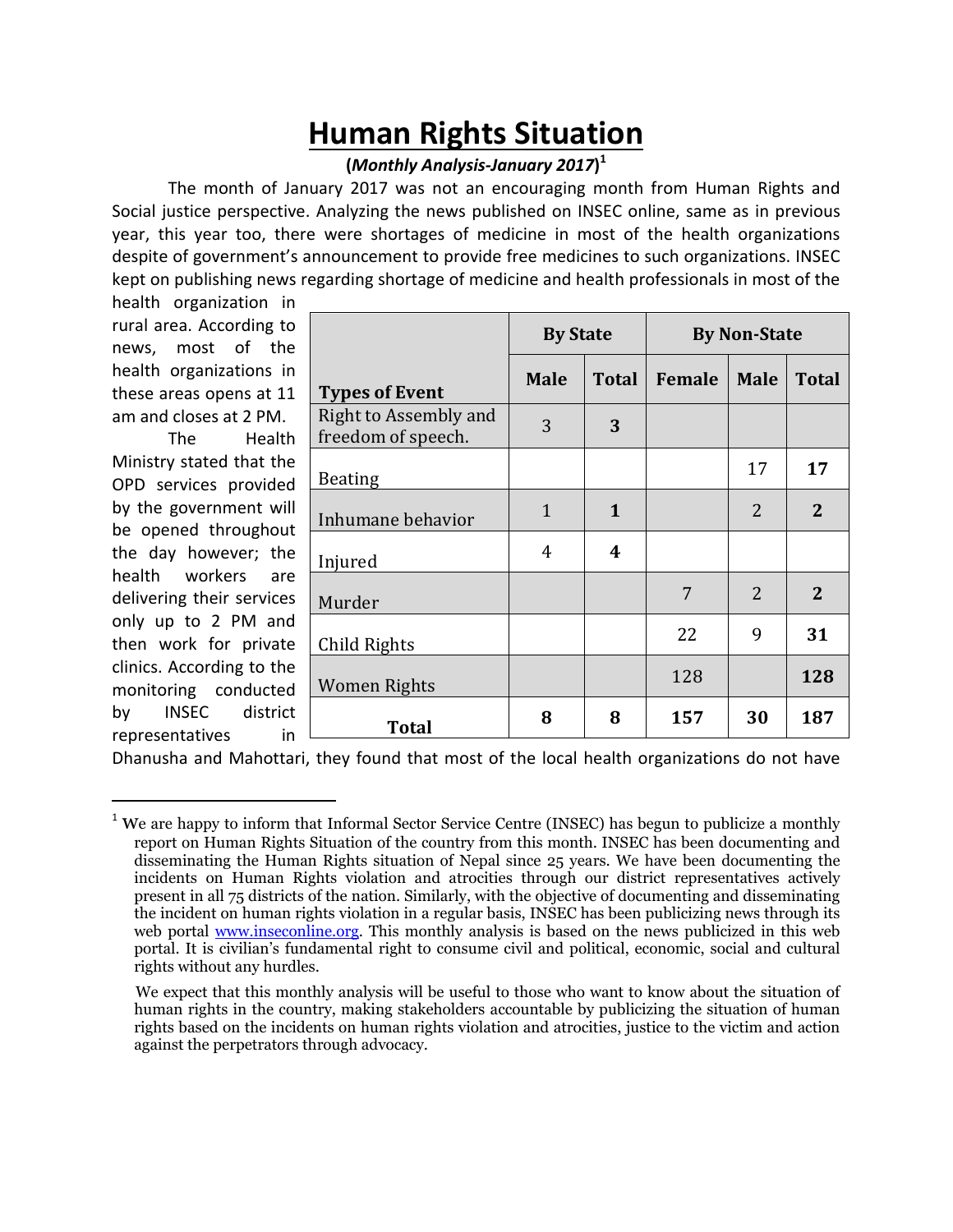# Human Rights Situation

**(*Monthly Analysis-January 2017*)**[1]

The month of January 2017 was not an encouraging month from Human Rights and Social justice perspective. Analyzing the news published on INSEC online, same as in previous year, this year too, there were shortages of medicine in most of the health organizations despite of government's announcement to provide free medicines to such organizations. INSEC kept on publishing news regarding shortage of medicine and health professionals in most of the health organization in rural area. According to news, most of the health organizations in these areas opens at 11 am and closes at 2 PM.

| Types of Event | By State | | By Non-State | | |
|---|---|---|---|---|---|
| | Male | Total | Female | Male | Total |
| Right to Assembly and freedom of speech. | 3 | **3** | | | |
| Beating | | | | 17 | **17** |
| Inhumane behavior | 1 | **1** | | 2 | **2** |
| Injured | 4 | **4** | | | |
| Murder | | | 7 | 2 | **2** |
| Child Rights | | | 22 | 9 | **31** |
| Women Rights | | | 128 | | **128** |
| **Total** | **8** | **8** | **157** | **30** | **187** |

The Health Ministry stated that the OPD services provided by the government will be opened throughout the day however; the health workers are delivering their services only up to 2 PM and then work for private clinics. According to the monitoring conducted by INSEC district representatives in Dhanusha and Mahottari, they found that most of the local health organizations do not have

---

[1] We are happy to inform that Informal Sector Service Centre (INSEC) has begun to publicize a monthly report on Human Rights Situation of the country from this month. INSEC has been documenting and disseminating the Human Rights situation of Nepal since 25 years. We have been documenting the incidents on Human Rights violation and atrocities through our district representatives actively present in all 75 districts of the nation. Similarly, with the objective of documenting and disseminating the incident on human rights violation in a regular basis, INSEC has been publicizing news through its web portal www.inseconline.org. This monthly analysis is based on the news publicized in this web portal. It is civilian's fundamental right to consume civil and political, economic, social and cultural rights without any hurdles.

We expect that this monthly analysis will be useful to those who want to know about the situation of human rights in the country, making stakeholders accountable by publicizing the situation of human rights based on the incidents on human rights violation and atrocities, justice to the victim and action against the perpetrators through advocacy.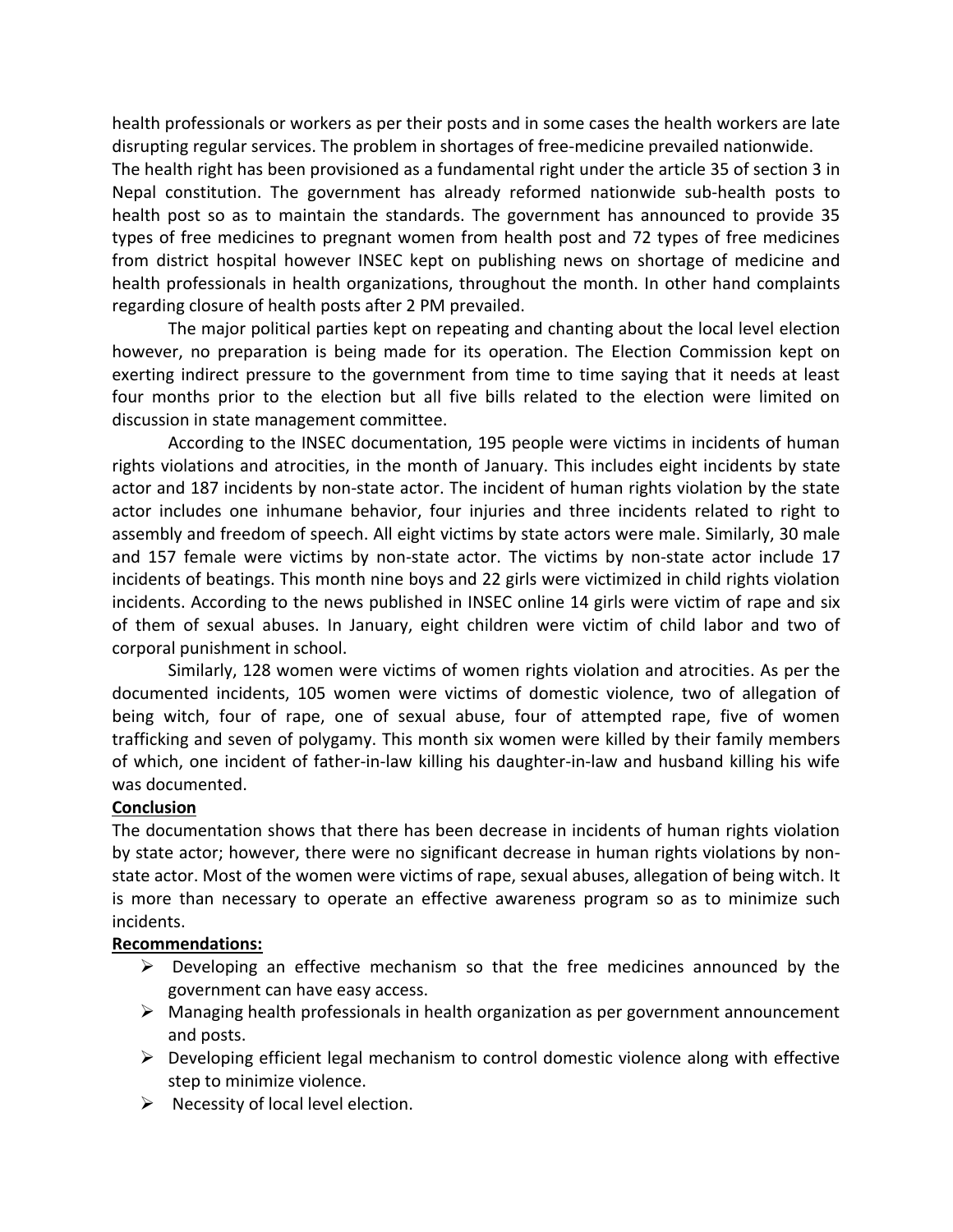health professionals or workers as per their posts and in some cases the health workers are late disrupting regular services. The problem in shortages of free-medicine prevailed nationwide.
The health right has been provisioned as a fundamental right under the article 35 of section 3 in Nepal constitution. The government has already reformed nationwide sub-health posts to health post so as to maintain the standards. The government has announced to provide 35 types of free medicines to pregnant women from health post and 72 types of free medicines from district hospital however INSEC kept on publishing news on shortage of medicine and health professionals in health organizations, throughout the month. In other hand complaints regarding closure of health posts after 2 PM prevailed.

The major political parties kept on repeating and chanting about the local level election however, no preparation is being made for its operation. The Election Commission kept on exerting indirect pressure to the government from time to time saying that it needs at least four months prior to the election but all five bills related to the election were limited on discussion in state management committee.

According to the INSEC documentation, 195 people were victims in incidents of human rights violations and atrocities, in the month of January. This includes eight incidents by state actor and 187 incidents by non-state actor. The incident of human rights violation by the state actor includes one inhumane behavior, four injuries and three incidents related to right to assembly and freedom of speech. All eight victims by state actors were male. Similarly, 30 male and 157 female were victims by non-state actor. The victims by non-state actor include 17 incidents of beatings. This month nine boys and 22 girls were victimized in child rights violation incidents. According to the news published in INSEC online 14 girls were victim of rape and six of them of sexual abuses. In January, eight children were victim of child labor and two of corporal punishment in school.

Similarly, 128 women were victims of women rights violation and atrocities. As per the documented incidents, 105 women were victims of domestic violence, two of allegation of being witch, four of rape, one of sexual abuse, four of attempted rape, five of women trafficking and seven of polygamy. This month six women were killed by their family members of which, one incident of father-in-law killing his daughter-in-law and husband killing his wife was documented.

**Conclusion**

The documentation shows that there has been decrease in incidents of human rights violation by state actor; however, there were no significant decrease in human rights violations by non-state actor. Most of the women were victims of rape, sexual abuses, allegation of being witch. It is more than necessary to operate an effective awareness program so as to minimize such incidents.

**Recommendations:**

- Developing an effective mechanism so that the free medicines announced by the government can have easy access.
- Managing health professionals in health organization as per government announcement and posts.
- Developing efficient legal mechanism to control domestic violence along with effective step to minimize violence.
- Necessity of local level election.